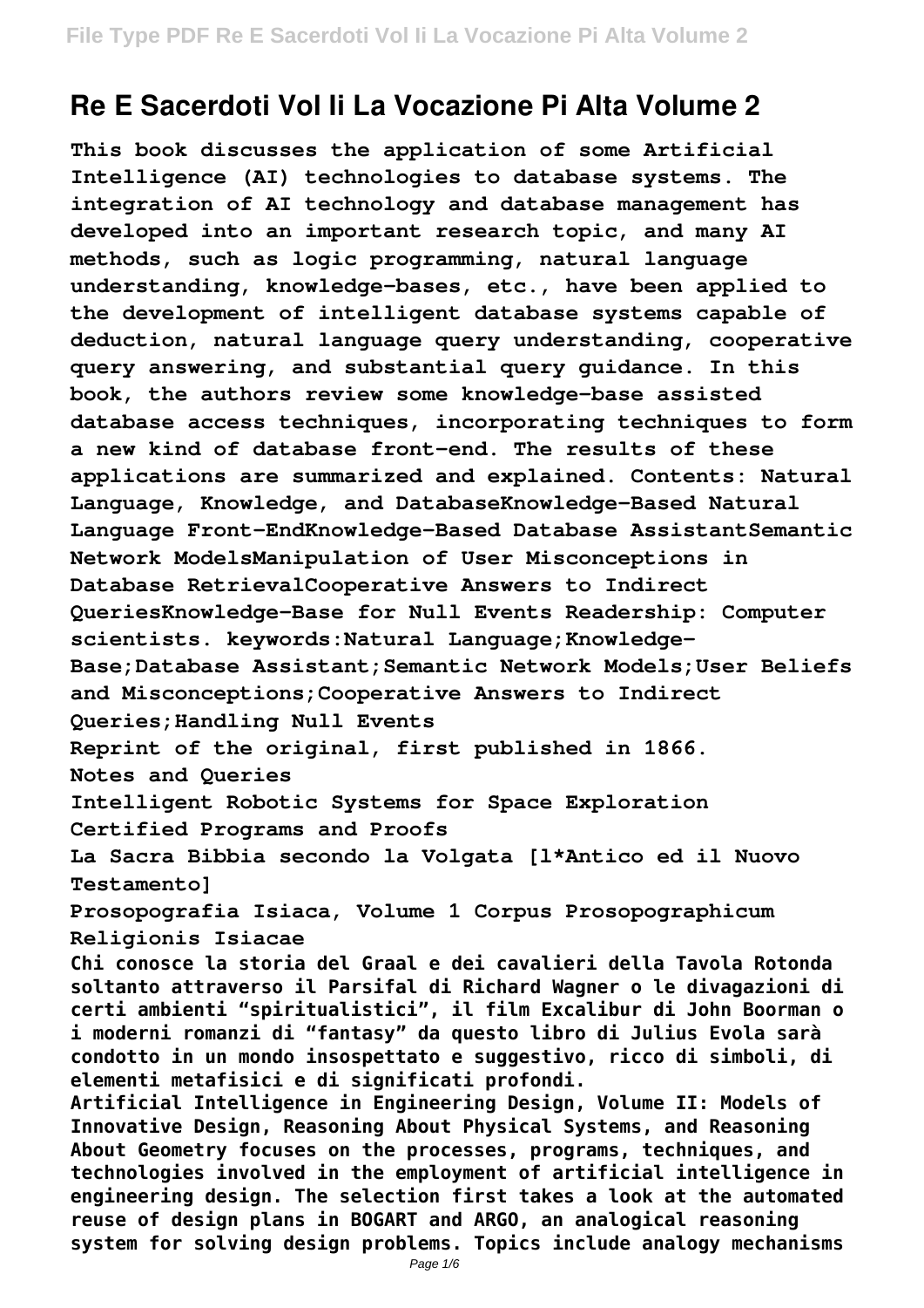# Re E Sacerdoti Vol Ii La Vocazione Pi Alta Volume 2

**This book discusses the application of some Artificial Intelligence (AI) technologies to database systems. The integration of AI technology and database management has developed into an important research topic, and many AI methods, such as logic programming, natural language understanding, knowledge-bases, etc., have been applied to the development of intelligent database systems capable of deduction, natural language query understanding, cooperative query answering, and substantial query guidance. In this book, the authors review some knowledge-base assisted database access techniques, incorporating techniques to form a new kind of database front-end. The results of these applications are summarized and explained. Contents: Natural Language, Knowledge, and DatabaseKnowledge-Based Natural Language Front-EndKnowledge-Based Database AssistantSemantic Network ModelsManipulation of User Misconceptions in Database RetrievalCooperative Answers to Indirect QueriesKnowledge-Base for Null Events Readership: Computer scientists. keywords:Natural Language;Knowledge-Base;Database Assistant;Semantic Network Models;User Beliefs and Misconceptions;Cooperative Answers to Indirect Queries;Handling Null Events**

**Reprint of the original, first published in 1866.**

**Notes and Queries**

**Intelligent Robotic Systems for Space Exploration**

**Certified Programs and Proofs**

**La Sacra Bibbia secondo la Volgata [l*Antico ed il Nuovo Testamento]**

**Prosopografia Isiaca, Volume 1 Corpus Prosopographicum Religionis Isiacae**

**Chi conosce la storia del Graal e dei cavalieri della Tavola Rotonda soltanto attraverso il Parsifal di Richard Wagner o le divagazioni di certi ambienti "spiritualistici", il film Excalibur di John Boorman o i moderni romanzi di "fantasy" da questo libro di Julius Evola sarà condotto in un mondo insospettato e suggestivo, ricco di simboli, di elementi metafisici e di significati profondi.**

**Artificial Intelligence in Engineering Design, Volume II: Models of Innovative Design, Reasoning About Physical Systems, and Reasoning About Geometry focuses on the processes, programs, techniques, and technologies involved in the employment of artificial intelligence in engineering design. The selection first takes a look at the automated reuse of design plans in BOGART and ARGO, an analogical reasoning system for solving design problems. Topics include analogy mechanisms**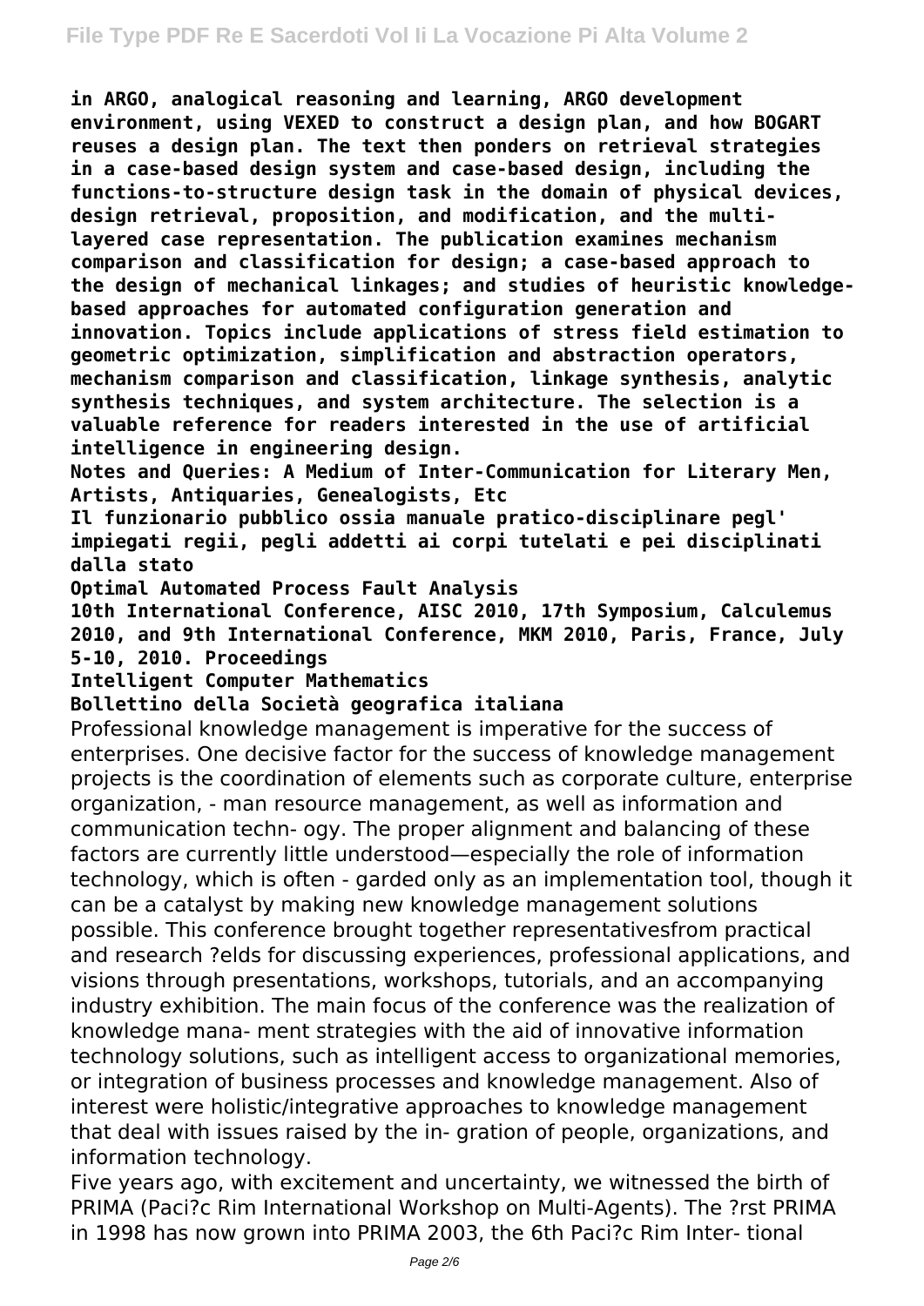**in ARGO, analogical reasoning and learning, ARGO development environment, using VEXED to construct a design plan, and how BOGART reuses a design plan. The text then ponders on retrieval strategies in a case-based design system and case-based design, including the functions-to-structure design task in the domain of physical devices, design retrieval, proposition, and modification, and the multi-layered case representation. The publication examines mechanism comparison and classification for design; a case-based approach to the design of mechanical linkages; and studies of heuristic knowledge-based approaches for automated configuration generation and innovation. Topics include applications of stress field estimation to geometric optimization, simplification and abstraction operators, mechanism comparison and classification, linkage synthesis, analytic synthesis techniques, and system architecture. The selection is a valuable reference for readers interested in the use of artificial intelligence in engineering design.**

**Notes and Queries: A Medium of Inter-Communication for Literary Men, Artists, Antiquaries, Genealogists, Etc**

**Il funzionario pubblico ossia manuale pratico-disciplinare pegl' impiegati regii, pegli addetti ai corpi tutelati e pei disciplinati dalla stato**

**Optimal Automated Process Fault Analysis**

**10th International Conference, AISC 2010, 17th Symposium, Calculemus 2010, and 9th International Conference, MKM 2010, Paris, France, July 5-10, 2010. Proceedings**

**Intelligent Computer Mathematics**

**Bollettino della Società geografica italiana**

Professional knowledge management is imperative for the success of enterprises. One decisive factor for the success of knowledge management projects is the coordination of elements such as corporate culture, enterprise organization, - man resource management, as well as information and communication techn- ogy. The proper alignment and balancing of these factors are currently little understood—especially the role of information technology, which is often - garded only as an implementation tool, though it can be a catalyst by making new knowledge management solutions possible. This conference brought together representativesfrom practical and research ?elds for discussing experiences, professional applications, and visions through presentations, workshops, tutorials, and an accompanying industry exhibition. The main focus of the conference was the realization of knowledge mana- ment strategies with the aid of innovative information technology solutions, such as intelligent access to organizational memories, or integration of business processes and knowledge management. Also of interest were holistic/integrative approaches to knowledge management that deal with issues raised by the in- gration of people, organizations, and information technology.

Five years ago, with excitement and uncertainty, we witnessed the birth of PRIMA (Paci?c Rim International Workshop on Multi-Agents). The ?rst PRIMA in 1998 has now grown into PRIMA 2003, the 6th Paci?c Rim Inter- tional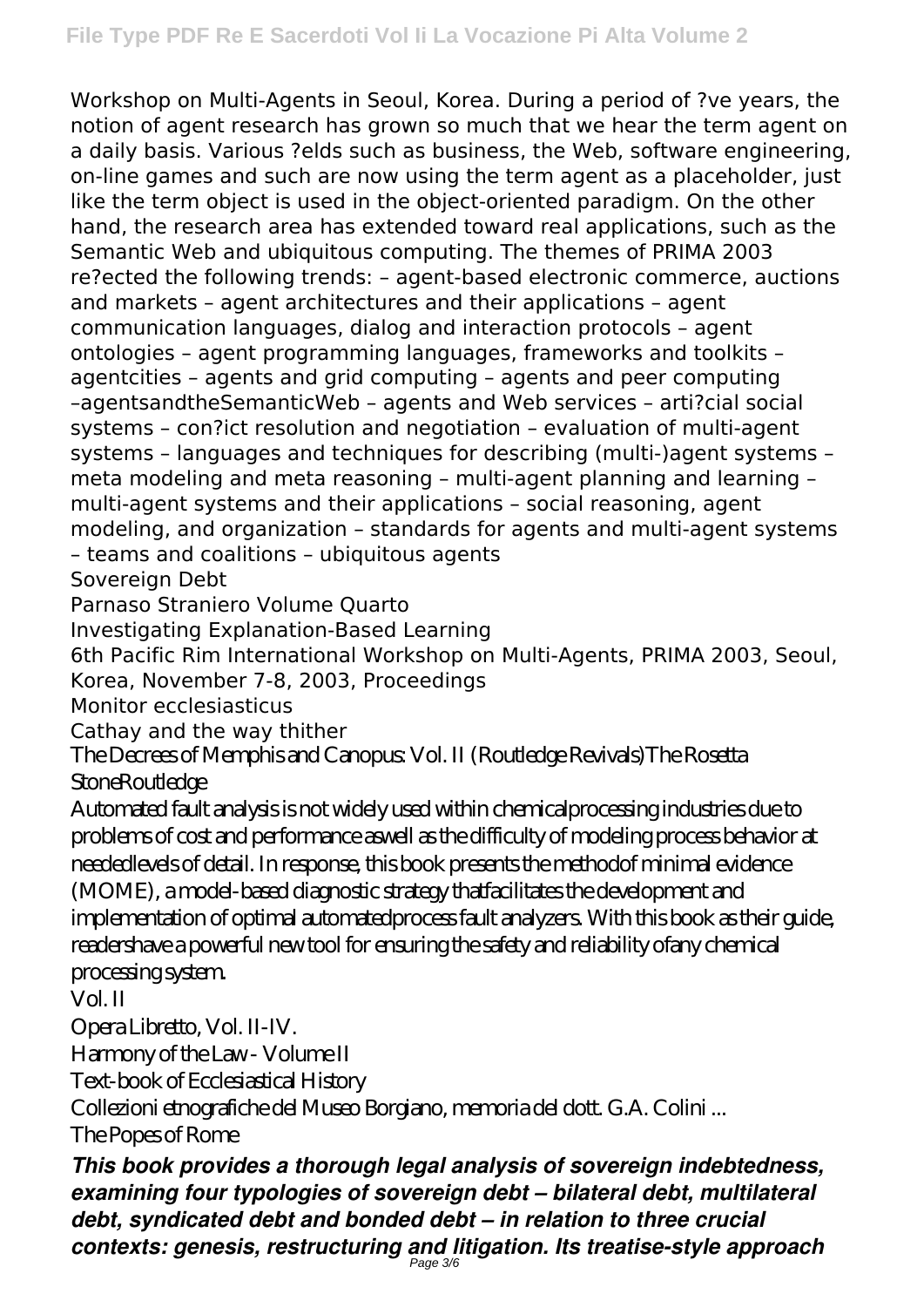Workshop on Multi-Agents in Seoul, Korea. During a period of ?ve years, the notion of agent research has grown so much that we hear the term agent on a daily basis. Various ?elds such as business, the Web, software engineering, on-line games and such are now using the term agent as a placeholder, just like the term object is used in the object-oriented paradigm. On the other hand, the research area has extended toward real applications, such as the Semantic Web and ubiquitous computing. The themes of PRIMA 2003 re?ected the following trends: – agent-based electronic commerce, auctions and markets – agent architectures and their applications – agent communication languages, dialog and interaction protocols – agent ontologies – agent programming languages, frameworks and toolkits – agentcities – agents and grid computing – agents and peer computing –agentsandtheSemanticWeb – agents and Web services – arti?cial social systems – con?ict resolution and negotiation – evaluation of multi-agent systems – languages and techniques for describing (multi-)agent systems – meta modeling and meta reasoning – multi-agent planning and learning – multi-agent systems and their applications – social reasoning, agent modeling, and organization – standards for agents and multi-agent systems – teams and coalitions – ubiquitous agents

Sovereign Debt

Parnaso Straniero Volume Quarto

Investigating Explanation-Based Learning

6th Pacific Rim International Workshop on Multi-Agents, PRIMA 2003, Seoul, Korea, November 7-8, 2003, Proceedings

Monitor ecclesiasticus

Cathay and the way thither

The Decrees of Memphis and Canopus: Vol. II (Routledge Revivals)The Rosetta StoneRoutledge

Automated fault analysis is not widely used within chemicalprocessing industries due to problems of cost and performance aswell as the difficulty of modeling process behavior at neededlevels of detail. In response, this book presents the methodof minimal evidence (MOME), a model-based diagnostic strategy thatfacilitates the development and implementation of optimal automatedprocess fault analyzers. With this book as their guide, readershave a powerful new tool for ensuring the safety and reliability ofany chemical processing system.

Vol. II

Opera Libretto, Vol. II-IV.

Harmony of the Law - Volume II

Text-book of Ecclesiastical History

Collezioni etnografiche del Museo Borgiano, memoria del dott. G.A. Colini ...

The Popes of Rome

***This book provides a thorough legal analysis of sovereign indebtedness, examining four typologies of sovereign debt – bilateral debt, multilateral debt, syndicated debt and bonded debt – in relation to three crucial contexts: genesis, restructuring and litigation. Its treatise-style approach***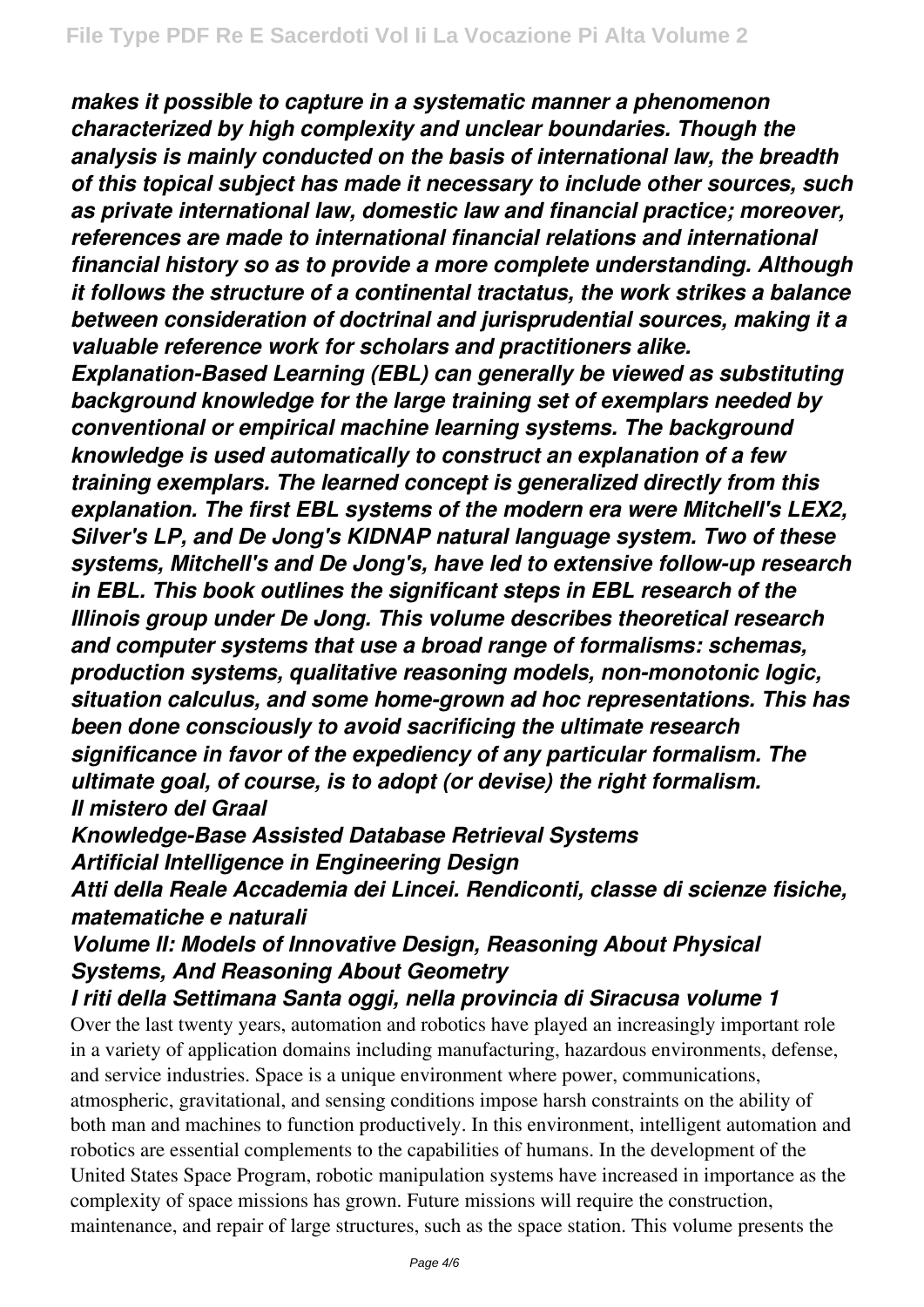*makes it possible to capture in a systematic manner a phenomenon characterized by high complexity and unclear boundaries. Though the analysis is mainly conducted on the basis of international law, the breadth of this topical subject has made it necessary to include other sources, such as private international law, domestic law and financial practice; moreover, references are made to international financial relations and international financial history so as to provide a more complete understanding. Although it follows the structure of a continental tractatus, the work strikes a balance between consideration of doctrinal and jurisprudential sources, making it a valuable reference work for scholars and practitioners alike.*

*Explanation-Based Learning (EBL) can generally be viewed as substituting background knowledge for the large training set of exemplars needed by conventional or empirical machine learning systems. The background knowledge is used automatically to construct an explanation of a few training exemplars. The learned concept is generalized directly from this explanation. The first EBL systems of the modern era were Mitchell's LEX2, Silver's LP, and De Jong's KIDNAP natural language system. Two of these systems, Mitchell's and De Jong's, have led to extensive follow-up research in EBL. This book outlines the significant steps in EBL research of the Illinois group under De Jong. This volume describes theoretical research and computer systems that use a broad range of formalisms: schemas, production systems, qualitative reasoning models, non-monotonic logic, situation calculus, and some home-grown ad hoc representations. This has been done consciously to avoid sacrificing the ultimate research significance in favor of the expediency of any particular formalism. The ultimate goal, of course, is to adopt (or devise) the right formalism.*

*Il mistero del Graal*

*Knowledge-Base Assisted Database Retrieval Systems*

*Artificial Intelligence in Engineering Design*

*Atti della Reale Accademia dei Lincei. Rendiconti, classe di scienze fisiche, matematiche e naturali*

*Volume II: Models of Innovative Design, Reasoning About Physical Systems, And Reasoning About Geometry*

*I riti della Settimana Santa oggi, nella provincia di Siracusa volume 1*

Over the last twenty years, automation and robotics have played an increasingly important role in a variety of application domains including manufacturing, hazardous environments, defense, and service industries. Space is a unique environment where power, communications, atmospheric, gravitational, and sensing conditions impose harsh constraints on the ability of both man and machines to function productively. In this environment, intelligent automation and robotics are essential complements to the capabilities of humans. In the development of the United States Space Program, robotic manipulation systems have increased in importance as the complexity of space missions has grown. Future missions will require the construction, maintenance, and repair of large structures, such as the space station. This volume presents the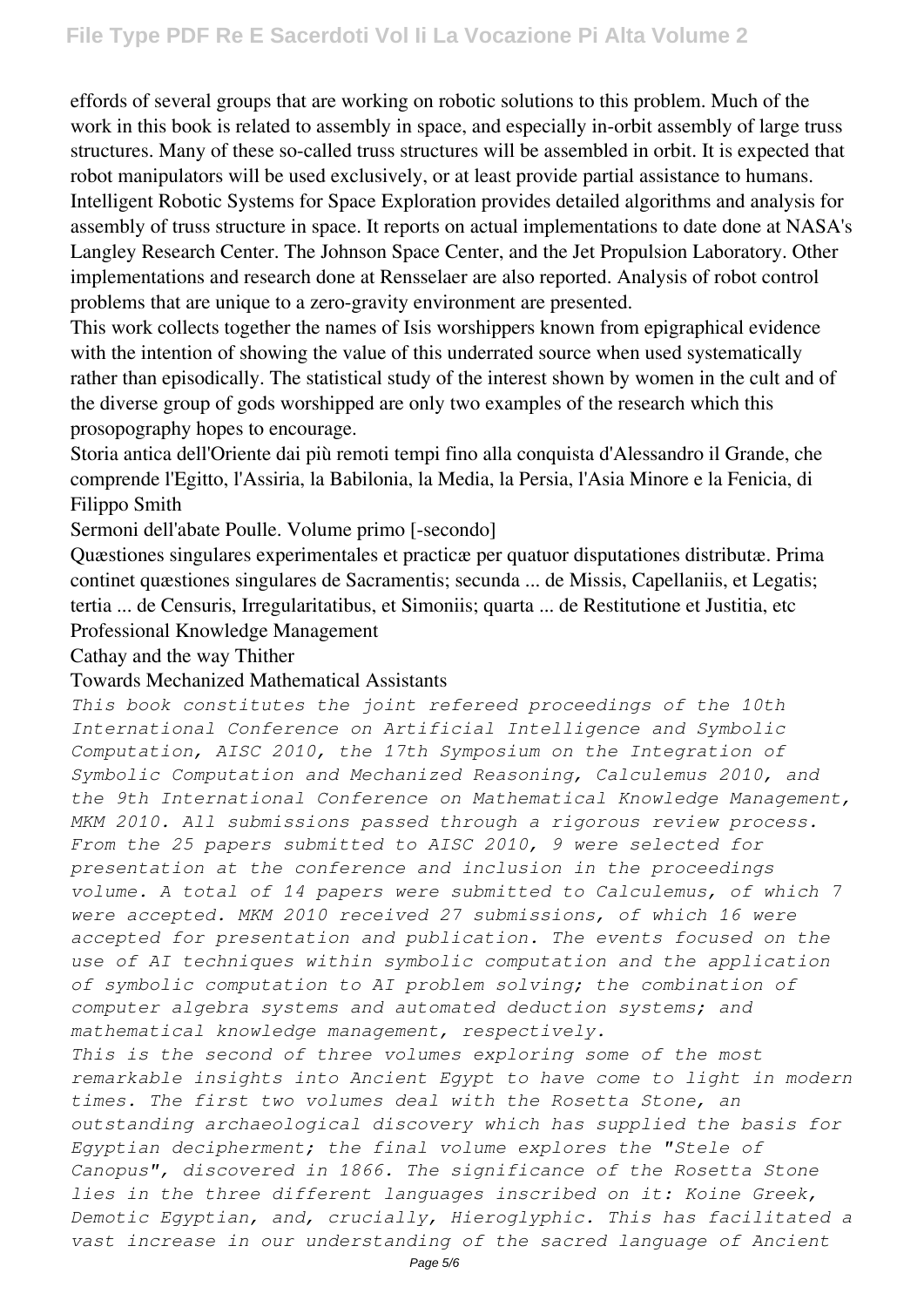effords of several groups that are working on robotic solutions to this problem. Much of the work in this book is related to assembly in space, and especially in-orbit assembly of large truss structures. Many of these so-called truss structures will be assembled in orbit. It is expected that robot manipulators will be used exclusively, or at least provide partial assistance to humans. Intelligent Robotic Systems for Space Exploration provides detailed algorithms and analysis for assembly of truss structure in space. It reports on actual implementations to date done at NASA's Langley Research Center. The Johnson Space Center, and the Jet Propulsion Laboratory. Other implementations and research done at Rensselaer are also reported. Analysis of robot control problems that are unique to a zero-gravity environment are presented.

This work collects together the names of Isis worshippers known from epigraphical evidence with the intention of showing the value of this underrated source when used systematically rather than episodically. The statistical study of the interest shown by women in the cult and of the diverse group of gods worshipped are only two examples of the research which this prosopography hopes to encourage.

Storia antica dell'Oriente dai più remoti tempi fino alla conquista d'Alessandro il Grande, che comprende l'Egitto, l'Assiria, la Babilonia, la Media, la Persia, l'Asia Minore e la Fenicia, di Filippo Smith

Sermoni dell'abate Poulle. Volume primo [-secondo]

Quæstiones singulares experimentales et practicæ per quatuor disputationes distributæ. Prima continet quæstiones singulares de Sacramentis; secunda ... de Missis, Capellaniis, et Legatis; tertia ... de Censuris, Irregularitatibus, et Simoniis; quarta ... de Restitutione et Justitia, etc

Professional Knowledge Management

Cathay and the way Thither

Towards Mechanized Mathematical Assistants

*This book constitutes the joint refereed proceedings of the 10th International Conference on Artificial Intelligence and Symbolic Computation, AISC 2010, the 17th Symposium on the Integration of Symbolic Computation and Mechanized Reasoning, Calculemus 2010, and the 9th International Conference on Mathematical Knowledge Management, MKM 2010. All submissions passed through a rigorous review process. From the 25 papers submitted to AISC 2010, 9 were selected for presentation at the conference and inclusion in the proceedings volume. A total of 14 papers were submitted to Calculemus, of which 7 were accepted. MKM 2010 received 27 submissions, of which 16 were accepted for presentation and publication. The events focused on the use of AI techniques within symbolic computation and the application of symbolic computation to AI problem solving; the combination of computer algebra systems and automated deduction systems; and mathematical knowledge management, respectively.*

*This is the second of three volumes exploring some of the most remarkable insights into Ancient Egypt to have come to light in modern times. The first two volumes deal with the Rosetta Stone, an outstanding archaeological discovery which has supplied the basis for Egyptian decipherment; the final volume explores the "Stele of Canopus", discovered in 1866. The significance of the Rosetta Stone lies in the three different languages inscribed on it: Koine Greek, Demotic Egyptian, and, crucially, Hieroglyphic. This has facilitated a vast increase in our understanding of the sacred language of Ancient*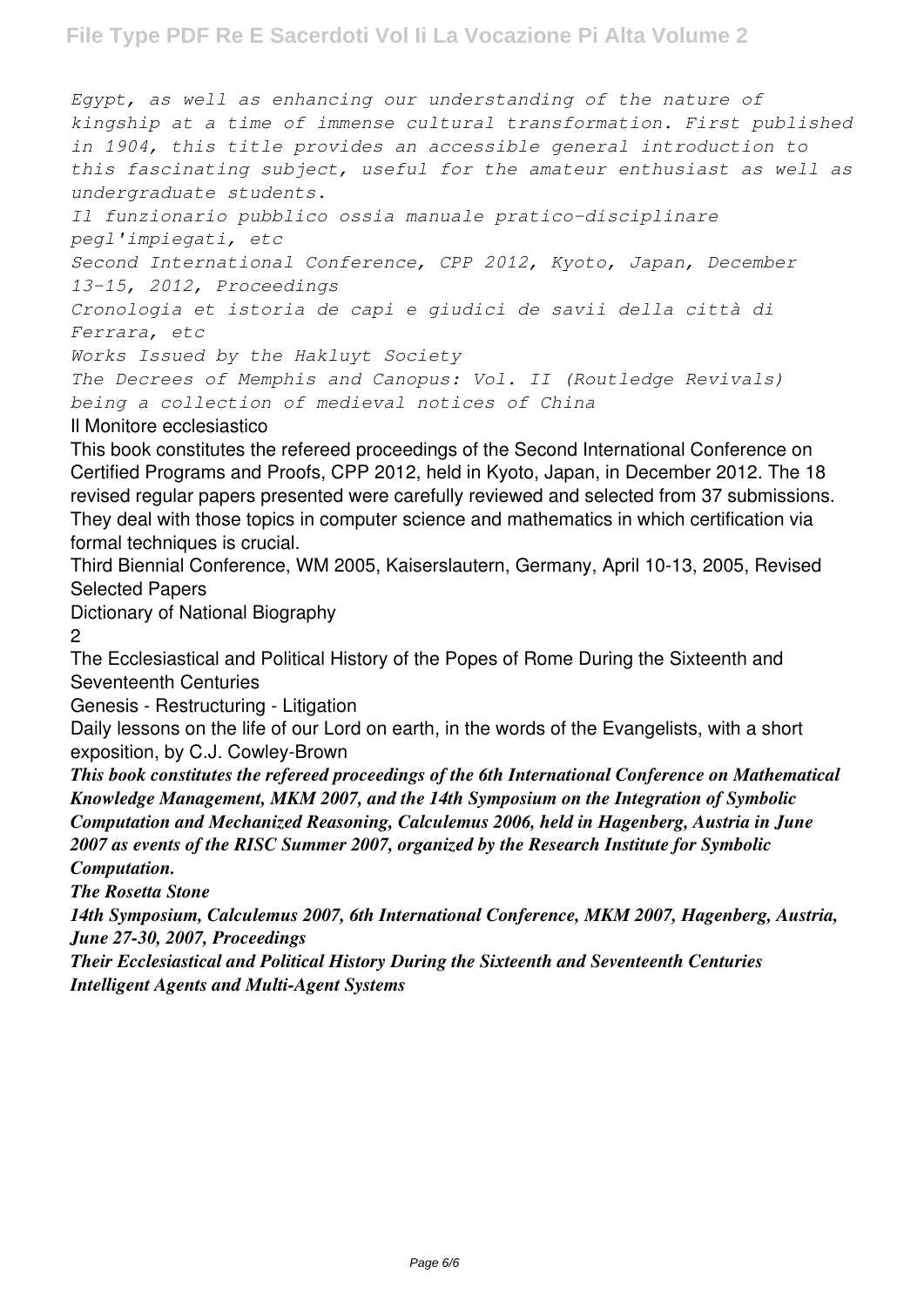*Egypt, as well as enhancing our understanding of the nature of kingship at a time of immense cultural transformation. First published in 1904, this title provides an accessible general introduction to this fascinating subject, useful for the amateur enthusiast as well as undergraduate students.*

*Il funzionario pubblico ossia manuale pratico-disciplinare pegl'impiegati, etc*

*Second International Conference, CPP 2012, Kyoto, Japan, December 13-15, 2012, Proceedings*

*Cronologia et istoria de capi e giudici de savii della città di Ferrara, etc*

*Works Issued by the Hakluyt Society*

*The Decrees of Memphis and Canopus: Vol. II (Routledge Revivals)*

*being a collection of medieval notices of China*

Il Monitore ecclesiastico

This book constitutes the refereed proceedings of the Second International Conference on Certified Programs and Proofs, CPP 2012, held in Kyoto, Japan, in December 2012. The 18 revised regular papers presented were carefully reviewed and selected from 37 submissions. They deal with those topics in computer science and mathematics in which certification via formal techniques is crucial.

Third Biennial Conference, WM 2005, Kaiserslautern, Germany, April 10-13, 2005, Revised Selected Papers

Dictionary of National Biography

2

The Ecclesiastical and Political History of the Popes of Rome During the Sixteenth and Seventeenth Centuries

Genesis - Restructuring - Litigation

Daily lessons on the life of our Lord on earth, in the words of the Evangelists, with a short exposition, by C.J. Cowley-Brown

***This book constitutes the refereed proceedings of the 6th International Conference on Mathematical Knowledge Management, MKM 2007, and the 14th Symposium on the Integration of Symbolic Computation and Mechanized Reasoning, Calculemus 2006, held in Hagenberg, Austria in June 2007 as events of the RISC Summer 2007, organized by the Research Institute for Symbolic Computation.***

***The Rosetta Stone***

***14th Symposium, Calculemus 2007, 6th International Conference, MKM 2007, Hagenberg, Austria, June 27-30, 2007, Proceedings***

***Their Ecclesiastical and Political History During the Sixteenth and Seventeenth Centuries***

***Intelligent Agents and Multi-Agent Systems***